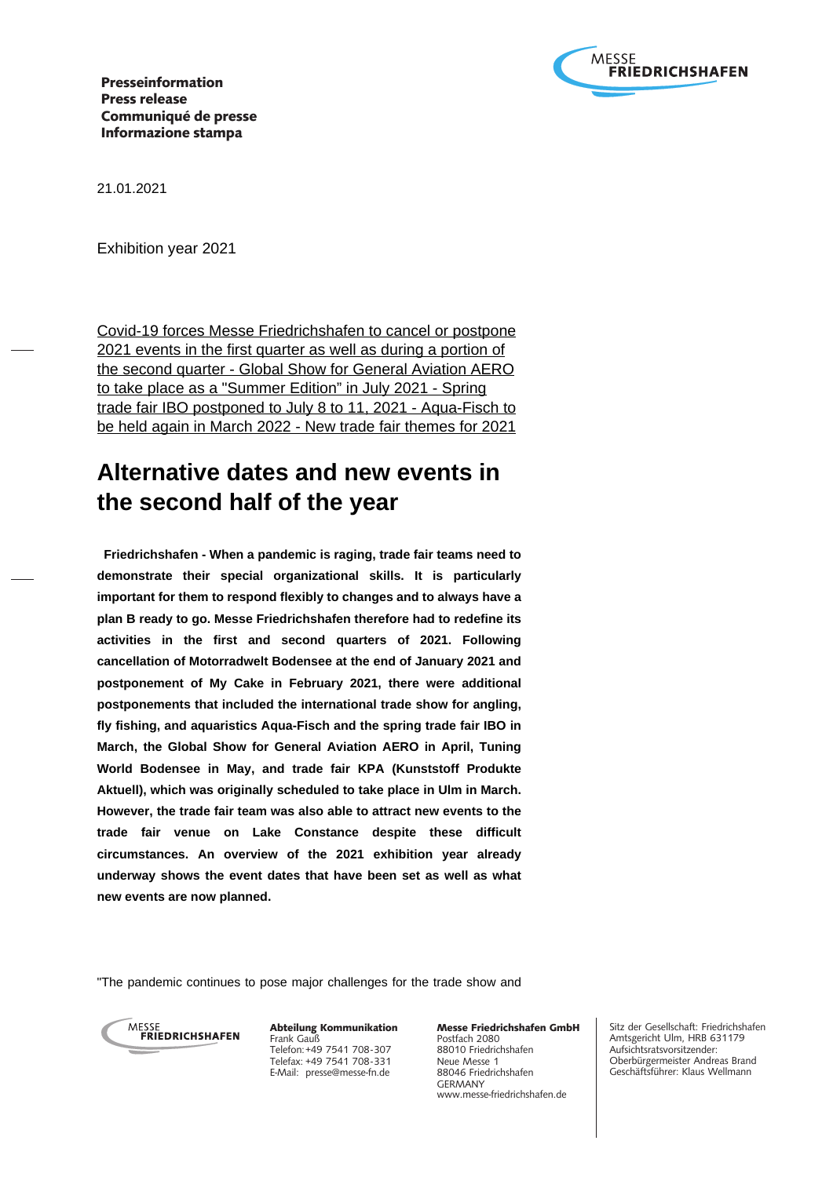**Presseinformation**
**Press release**
**Communiqué de presse**
**Informazione stampa**

21.01.2021

Exhibition year 2021

Covid-19 forces Messe Friedrichshafen to cancel or postpone 2021 events in the first quarter as well as during a portion of the second quarter - Global Show for General Aviation AERO to take place as a "Summer Edition" in July 2021 - Spring trade fair IBO postponed to July 8 to 11, 2021 - Aqua-Fisch to be held again in March 2022 - New trade fair themes for 2021

# Alternative dates and new events in the second half of the year

**Friedrichshafen - When a pandemic is raging, trade fair teams need to demonstrate their special organizational skills. It is particularly important for them to respond flexibly to changes and to always have a plan B ready to go. Messe Friedrichshafen therefore had to redefine its activities in the first and second quarters of 2021. Following cancellation of Motorradwelt Bodensee at the end of January 2021 and postponement of My Cake in February 2021, there were additional postponements that included the international trade show for angling, fly fishing, and aquaristics Aqua-Fisch and the spring trade fair IBO in March, the Global Show for General Aviation AERO in April, Tuning World Bodensee in May, and trade fair KPA (Kunststoff Produkte Aktuell), which was originally scheduled to take place in Ulm in March. However, the trade fair team was also able to attract new events to the trade fair venue on Lake Constance despite these difficult circumstances. An overview of the 2021 exhibition year already underway shows the event dates that have been set as well as what new events are now planned.**

"The pandemic continues to pose major challenges for the trade show and

**Abteilung Kommunikation**
Frank Gauß
Telefon: +49 7541 708-307
Telefax: +49 7541 708-331
E-Mail: presse@messe-fn.de

**Messe Friedrichshafen GmbH**
Postfach 2080
88010 Friedrichshafen
Neue Messe 1
88046 Friedrichshafen
GERMANY
www.messe-friedrichshafen.de

Sitz der Gesellschaft: Friedrichshafen
Amtsgericht Ulm, HRB 631179
Aufsichtsratsvorsitzender:
Oberbürgermeister Andreas Brand
Geschäftsführer: Klaus Wellmann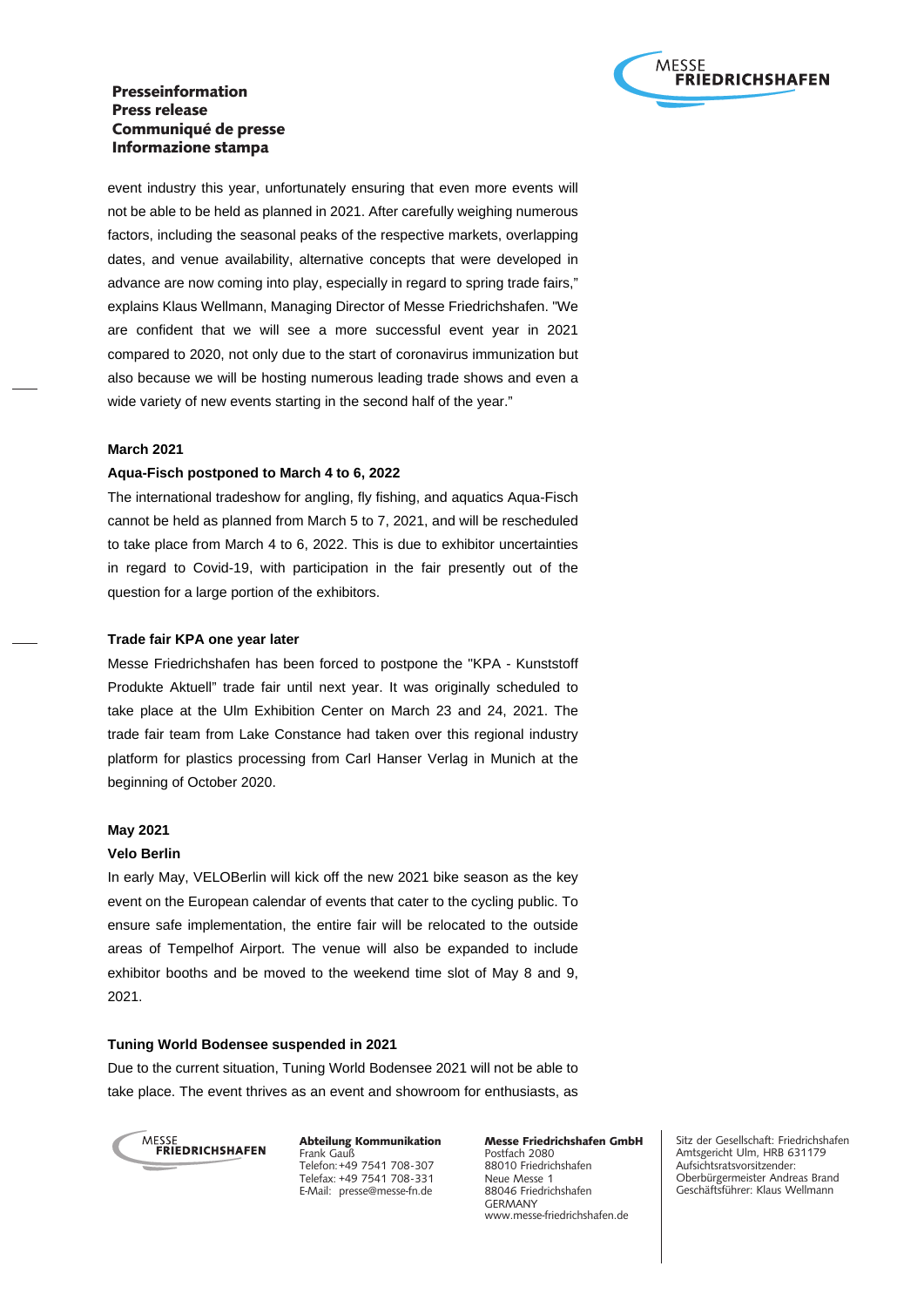event industry this year, unfortunately ensuring that even more events will not be able to be held as planned in 2021. After carefully weighing numerous factors, including the seasonal peaks of the respective markets, overlapping dates, and venue availability, alternative concepts that were developed in advance are now coming into play, especially in regard to spring trade fairs," explains Klaus Wellmann, Managing Director of Messe Friedrichshafen. "We are confident that we will see a more successful event year in 2021 compared to 2020, not only due to the start of coronavirus immunization but also because we will be hosting numerous leading trade shows and even a wide variety of new events starting in the second half of the year."

**March 2021**

**Aqua-Fisch postponed to March 4 to 6, 2022**

The international tradeshow for angling, fly fishing, and aquatics Aqua-Fisch cannot be held as planned from March 5 to 7, 2021, and will be rescheduled to take place from March 4 to 6, 2022. This is due to exhibitor uncertainties in regard to Covid-19, with participation in the fair presently out of the question for a large portion of the exhibitors.

**Trade fair KPA one year later**

Messe Friedrichshafen has been forced to postpone the "KPA - Kunststoff Produkte Aktuell" trade fair until next year. It was originally scheduled to take place at the Ulm Exhibition Center on March 23 and 24, 2021. The trade fair team from Lake Constance had taken over this regional industry platform for plastics processing from Carl Hanser Verlag in Munich at the beginning of October 2020.

**May 2021**

**Velo Berlin**

In early May, VELOBerlin will kick off the new 2021 bike season as the key event on the European calendar of events that cater to the cycling public. To ensure safe implementation, the entire fair will be relocated to the outside areas of Tempelhof Airport. The venue will also be expanded to include exhibitor booths and be moved to the weekend time slot of May 8 and 9, 2021.

**Tuning World Bodensee suspended in 2021**

Due to the current situation, Tuning World Bodensee 2021 will not be able to take place. The event thrives as an event and showroom for enthusiasts, as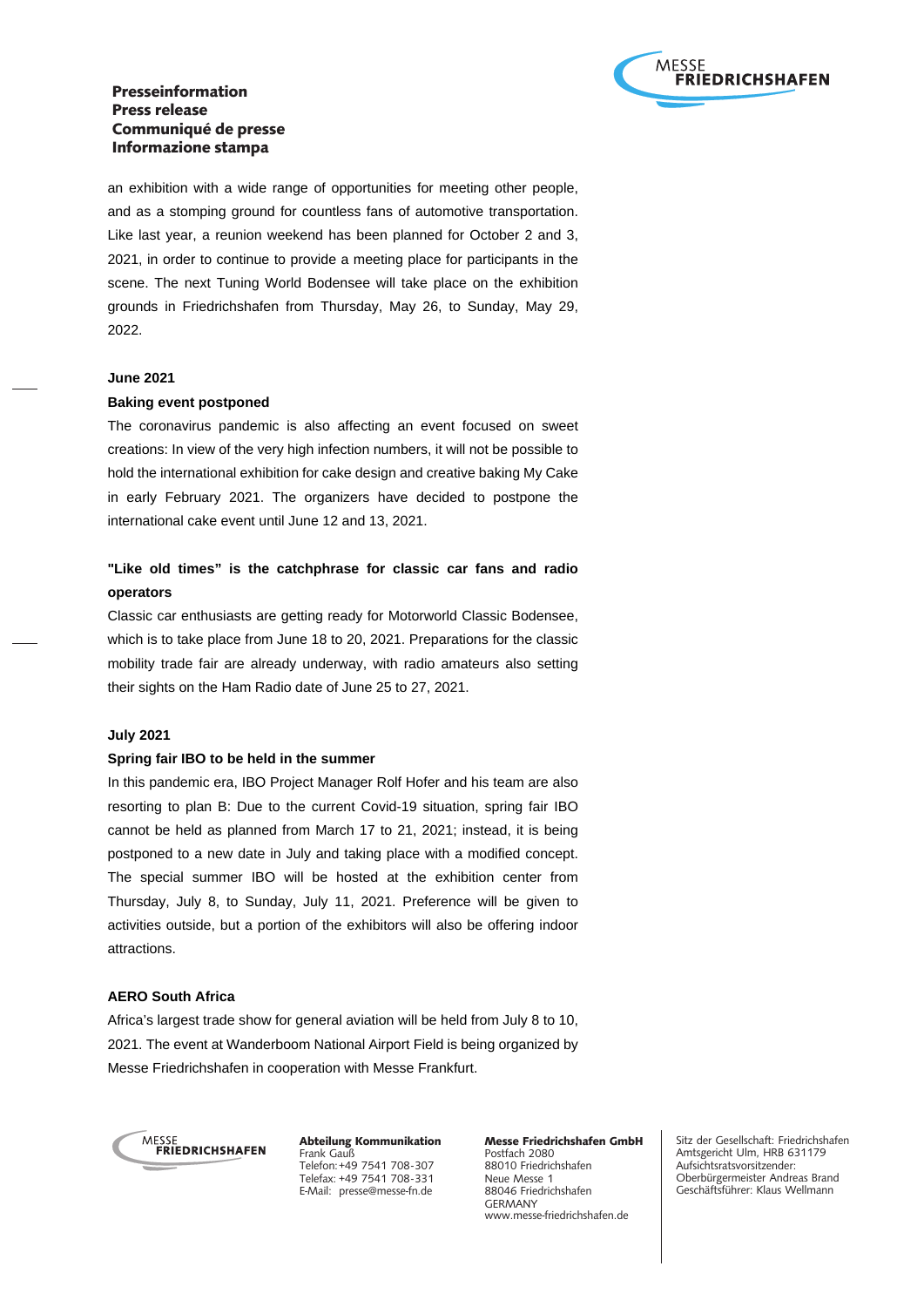an exhibition with a wide range of opportunities for meeting other people, and as a stomping ground for countless fans of automotive transportation. Like last year, a reunion weekend has been planned for October 2 and 3, 2021, in order to continue to provide a meeting place for participants in the scene. The next Tuning World Bodensee will take place on the exhibition grounds in Friedrichshafen from Thursday, May 26, to Sunday, May 29, 2022.

**June 2021**

**Baking event postponed**

The coronavirus pandemic is also affecting an event focused on sweet creations: In view of the very high infection numbers, it will not be possible to hold the international exhibition for cake design and creative baking My Cake in early February 2021. The organizers have decided to postpone the international cake event until June 12 and 13, 2021.

**"Like old times" is the catchphrase for classic car fans and radio operators**

Classic car enthusiasts are getting ready for Motorworld Classic Bodensee, which is to take place from June 18 to 20, 2021. Preparations for the classic mobility trade fair are already underway, with radio amateurs also setting their sights on the Ham Radio date of June 25 to 27, 2021.

**July 2021**

**Spring fair IBO to be held in the summer**

In this pandemic era, IBO Project Manager Rolf Hofer and his team are also resorting to plan B: Due to the current Covid-19 situation, spring fair IBO cannot be held as planned from March 17 to 21, 2021; instead, it is being postponed to a new date in July and taking place with a modified concept. The special summer IBO will be hosted at the exhibition center from Thursday, July 8, to Sunday, July 11, 2021. Preference will be given to activities outside, but a portion of the exhibitors will also be offering indoor attractions.

**AERO South Africa**

Africa's largest trade show for general aviation will be held from July 8 to 10, 2021. The event at Wanderboom National Airport Field is being organized by Messe Friedrichshafen in cooperation with Messe Frankfurt.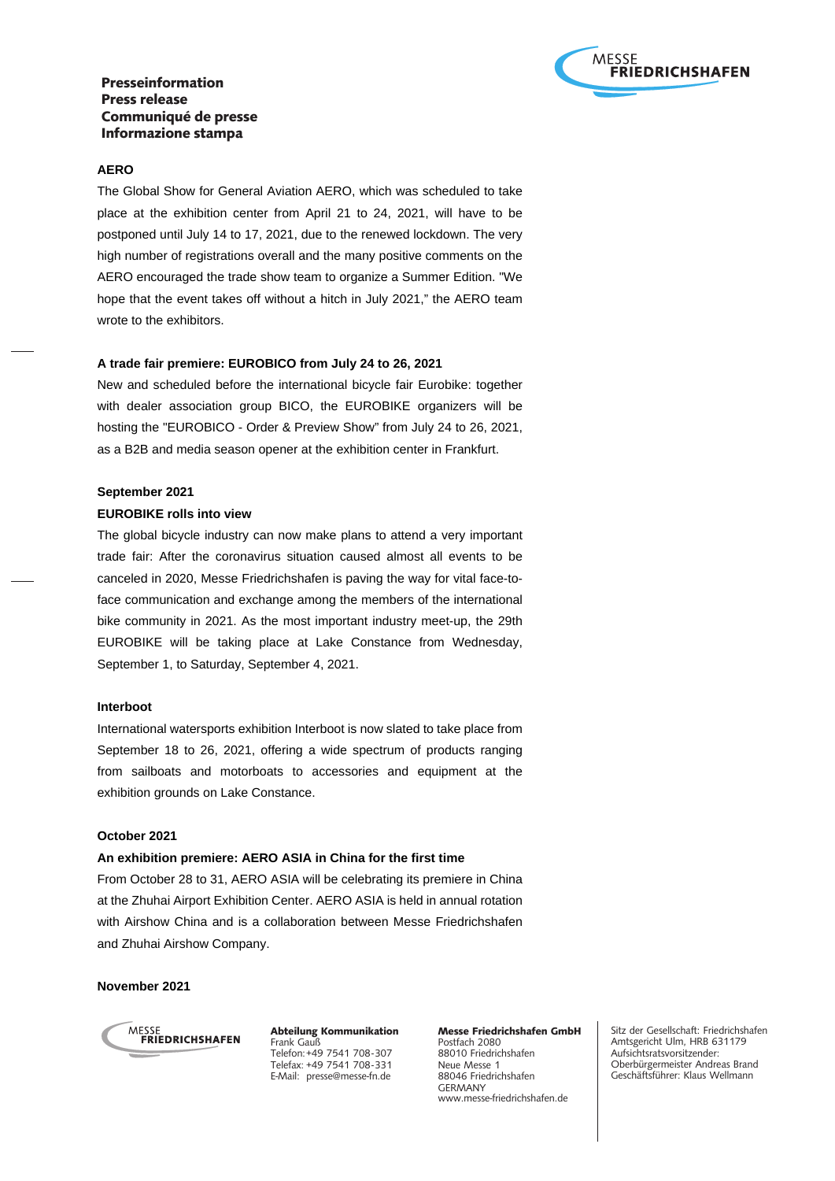**AERO**

The Global Show for General Aviation AERO, which was scheduled to take place at the exhibition center from April 21 to 24, 2021, will have to be postponed until July 14 to 17, 2021, due to the renewed lockdown. The very high number of registrations overall and the many positive comments on the AERO encouraged the trade show team to organize a Summer Edition. "We hope that the event takes off without a hitch in July 2021," the AERO team wrote to the exhibitors.

**A trade fair premiere: EUROBICO from July 24 to 26, 2021**

New and scheduled before the international bicycle fair Eurobike: together with dealer association group BICO, the EUROBIKE organizers will be hosting the "EUROBICO - Order & Preview Show" from July 24 to 26, 2021, as a B2B and media season opener at the exhibition center in Frankfurt.

**September 2021**

**EUROBIKE rolls into view**

The global bicycle industry can now make plans to attend a very important trade fair: After the coronavirus situation caused almost all events to be canceled in 2020, Messe Friedrichshafen is paving the way for vital face-to-face communication and exchange among the members of the international bike community in 2021. As the most important industry meet-up, the 29th EUROBIKE will be taking place at Lake Constance from Wednesday, September 1, to Saturday, September 4, 2021.

**Interboot**

International watersports exhibition Interboot is now slated to take place from September 18 to 26, 2021, offering a wide spectrum of products ranging from sailboats and motorboats to accessories and equipment at the exhibition grounds on Lake Constance.

**October 2021**

**An exhibition premiere: AERO ASIA in China for the first time**

From October 28 to 31, AERO ASIA will be celebrating its premiere in China at the Zhuhai Airport Exhibition Center. AERO ASIA is held in annual rotation with Airshow China and is a collaboration between Messe Friedrichshafen and Zhuhai Airshow Company.

**November 2021**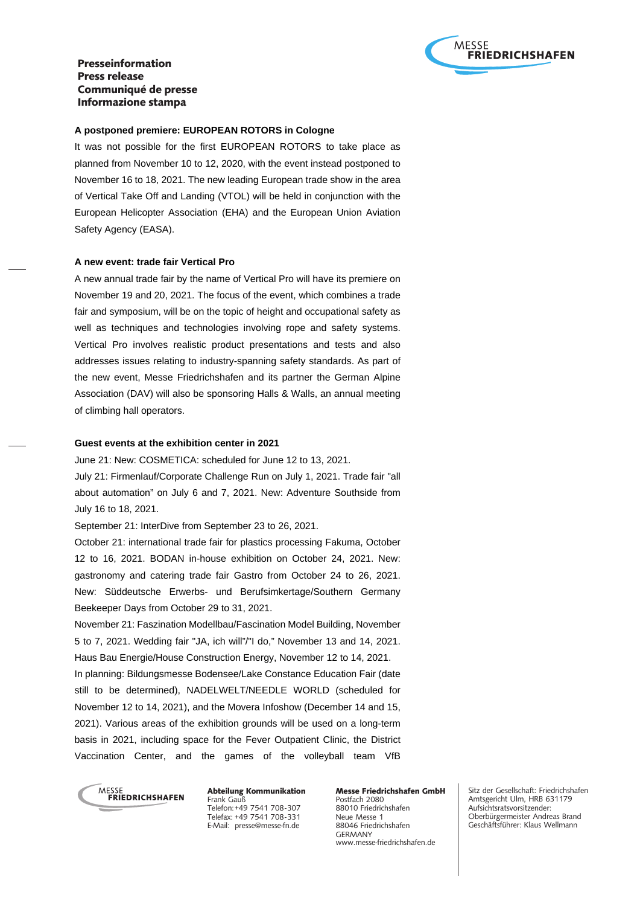**Presseinformation**
**Press release**
**Communiqué de presse**
**Informazione stampa**

**A postponed premiere: EUROPEAN ROTORS in Cologne**

It was not possible for the first EUROPEAN ROTORS to take place as planned from November 10 to 12, 2020, with the event instead postponed to November 16 to 18, 2021. The new leading European trade show in the area of Vertical Take Off and Landing (VTOL) will be held in conjunction with the European Helicopter Association (EHA) and the European Union Aviation Safety Agency (EASA).

**A new event: trade fair Vertical Pro**

A new annual trade fair by the name of Vertical Pro will have its premiere on November 19 and 20, 2021. The focus of the event, which combines a trade fair and symposium, will be on the topic of height and occupational safety as well as techniques and technologies involving rope and safety systems. Vertical Pro involves realistic product presentations and tests and also addresses issues relating to industry-spanning safety standards. As part of the new event, Messe Friedrichshafen and its partner the German Alpine Association (DAV) will also be sponsoring Halls & Walls, an annual meeting of climbing hall operators.

**Guest events at the exhibition center in 2021**

June 21: New: COSMETICA: scheduled for June 12 to 13, 2021.

July 21: Firmenlauf/Corporate Challenge Run on July 1, 2021. Trade fair "all about automation" on July 6 and 7, 2021. New: Adventure Southside from July 16 to 18, 2021.

September 21: InterDive from September 23 to 26, 2021.

October 21: international trade fair for plastics processing Fakuma, October 12 to 16, 2021. BODAN in-house exhibition on October 24, 2021. New: gastronomy and catering trade fair Gastro from October 24 to 26, 2021. New: Süddeutsche Erwerbs- und Berufsimkertage/Southern Germany Beekeeper Days from October 29 to 31, 2021.

November 21: Faszination Modellbau/Fascination Model Building, November 5 to 7, 2021. Wedding fair "JA, ich will"/"I do," November 13 and 14, 2021. Haus Bau Energie/House Construction Energy, November 12 to 14, 2021.

In planning: Bildungsmesse Bodensee/Lake Constance Education Fair (date still to be determined), NADELWELT/NEEDLE WORLD (scheduled for November 12 to 14, 2021), and the Movera Infoshow (December 14 and 15, 2021). Various areas of the exhibition grounds will be used on a long-term basis in 2021, including space for the Fever Outpatient Clinic, the District Vaccination Center, and the games of the volleyball team VfB

**Abteilung Kommunikation**
Frank Gauß
Telefon: +49 7541 708-307
Telefax: +49 7541 708-331
E-Mail: presse@messe-fn.de

**Messe Friedrichshafen GmbH**
Postfach 2080
88010 Friedrichshafen
Neue Messe 1
88046 Friedrichshafen
GERMANY
www.messe-friedrichshafen.de

Sitz der Gesellschaft: Friedrichshafen
Amtsgericht Ulm, HRB 631179
Aufsichtsratsvorsitzender:
Oberbürgermeister Andreas Brand
Geschäftsführer: Klaus Wellmann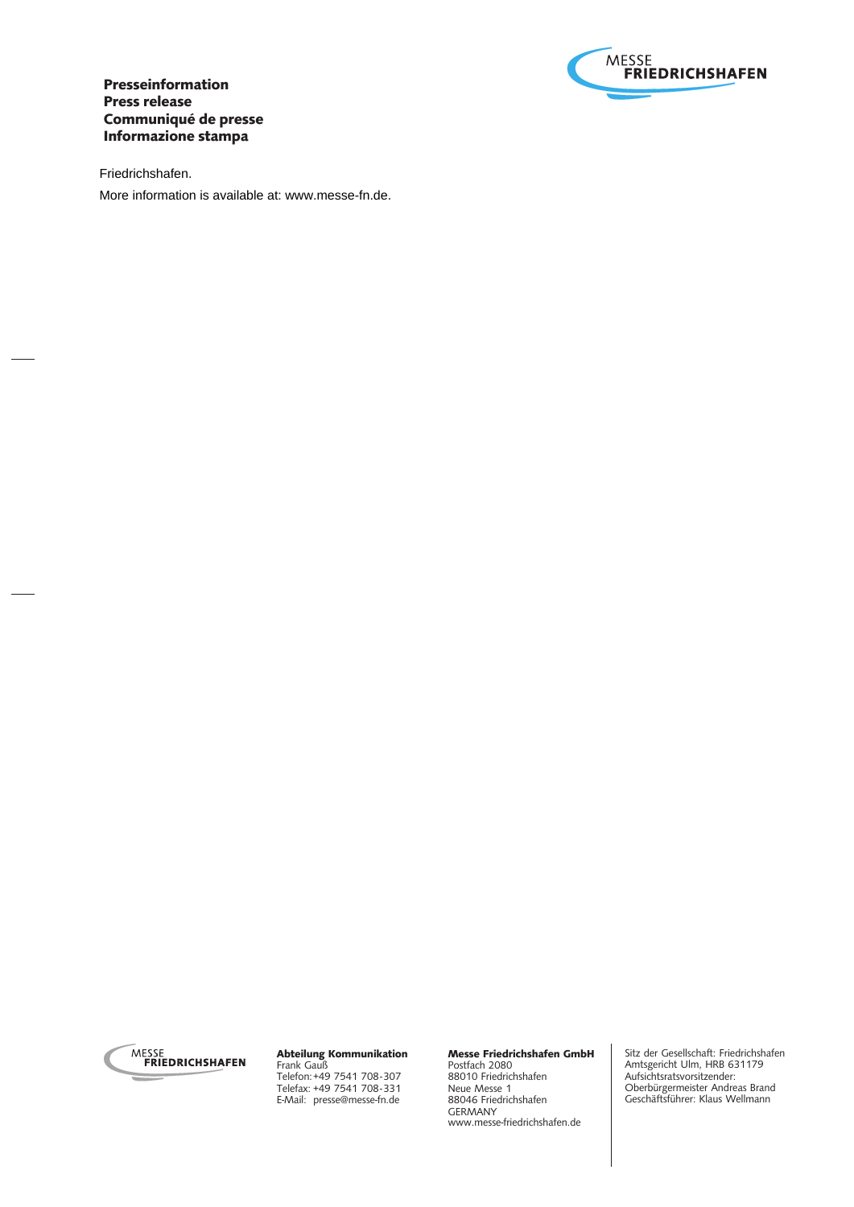**Presseinformation**
**Press release**
**Communiqué de presse**
**Informazione stampa**

Friedrichshafen.

More information is available at: www.messe-fn.de.

**Abteilung Kommunikation**
Frank Gauß
Telefon: +49 7541 708-307
Telefax: +49 7541 708-331
E-Mail: presse@messe-fn.de

**Messe Friedrichshafen GmbH**
Postfach 2080
88010 Friedrichshafen
Neue Messe 1
88046 Friedrichshafen
GERMANY
www.messe-friedrichshafen.de

Sitz der Gesellschaft: Friedrichshafen
Amtsgericht Ulm, HRB 631179
Aufsichtsratsvorsitzender:
Oberbürgermeister Andreas Brand
Geschäftsführer: Klaus Wellmann